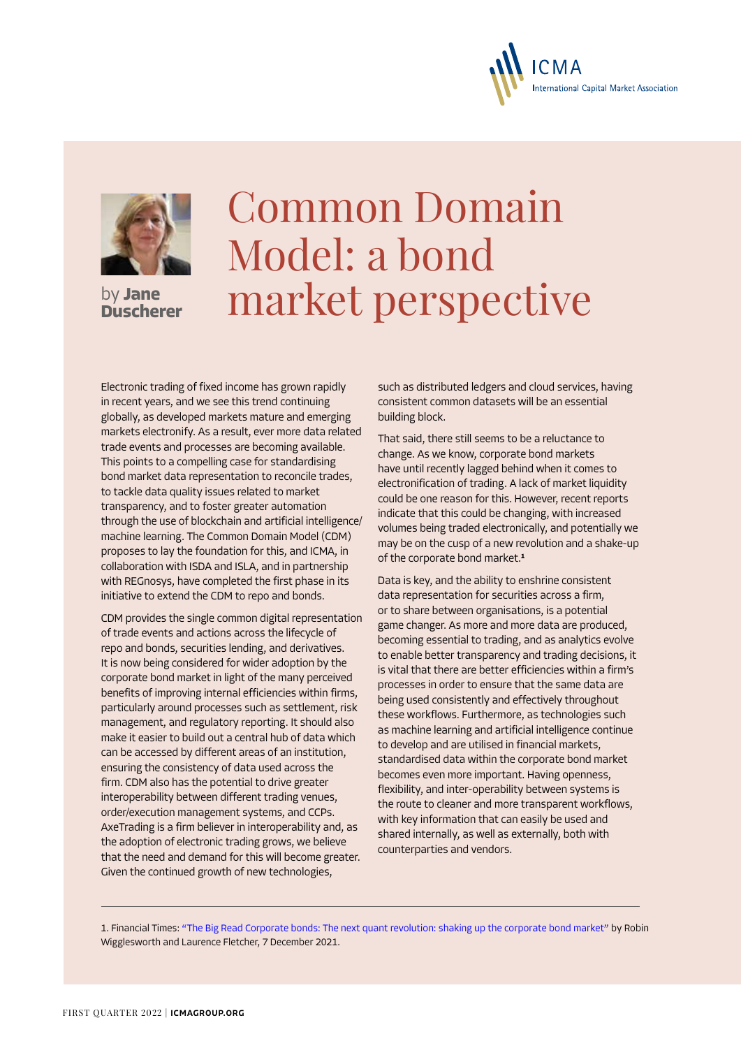# Common Domain Model: a bond market perspective

by **Jane Duscherer**

Electronic trading of fixed income has grown rapidly in recent years, and we see this trend continuing globally, as developed markets mature and emerging markets electronify. As a result, ever more data related trade events and processes are becoming available. This points to a compelling case for standardising bond market data representation to reconcile trades, to tackle data quality issues related to market transparency, and to foster greater automation through the use of blockchain and artificial intelligence/ machine learning. The Common Domain Model (CDM) proposes to lay the foundation for this, and ICMA, in collaboration with ISDA and ISLA, and in partnership with REGnosys, have completed the first phase in its initiative to extend the CDM to repo and bonds.

CDM provides the single common digital representation of trade events and actions across the lifecycle of repo and bonds, securities lending, and derivatives. It is now being considered for wider adoption by the corporate bond market in light of the many perceived benefits of improving internal efficiencies within firms, particularly around processes such as settlement, risk management, and regulatory reporting. It should also make it easier to build out a central hub of data which can be accessed by different areas of an institution, ensuring the consistency of data used across the firm. CDM also has the potential to drive greater interoperability between different trading venues, order/execution management systems, and CCPs. AxeTrading is a firm believer in interoperability and, as the adoption of electronic trading grows, we believe that the need and demand for this will become greater. Given the continued growth of new technologies, such as distributed ledgers and cloud services, having consistent common datasets will be an essential building block.

That said, there still seems to be a reluctance to change. As we know, corporate bond markets have until recently lagged behind when it comes to electronification of trading. A lack of market liquidity could be one reason for this. However, recent reports indicate that this could be changing, with increased volumes being traded electronically, and potentially we may be on the cusp of a new revolution and a shake-up of the corporate bond market.[1]

Data is key, and the ability to enshrine consistent data representation for securities across a firm, or to share between organisations, is a potential game changer. As more and more data are produced, becoming essential to trading, and as analytics evolve to enable better transparency and trading decisions, it is vital that there are better efficiencies within a firm's processes in order to ensure that the same data are being used consistently and effectively throughout these workflows. Furthermore, as technologies such as machine learning and artificial intelligence continue to develop and are utilised in financial markets, standardised data within the corporate bond market becomes even more important. Having openness, flexibility, and inter-operability between systems is the route to cleaner and more transparent workflows, with key information that can easily be used and shared internally, as well as externally, both with counterparties and vendors.

---

1. Financial Times: "The Big Read Corporate bonds: The next quant revolution: shaking up the corporate bond market" by Robin Wigglesworth and Laurence Fletcher, 7 December 2021.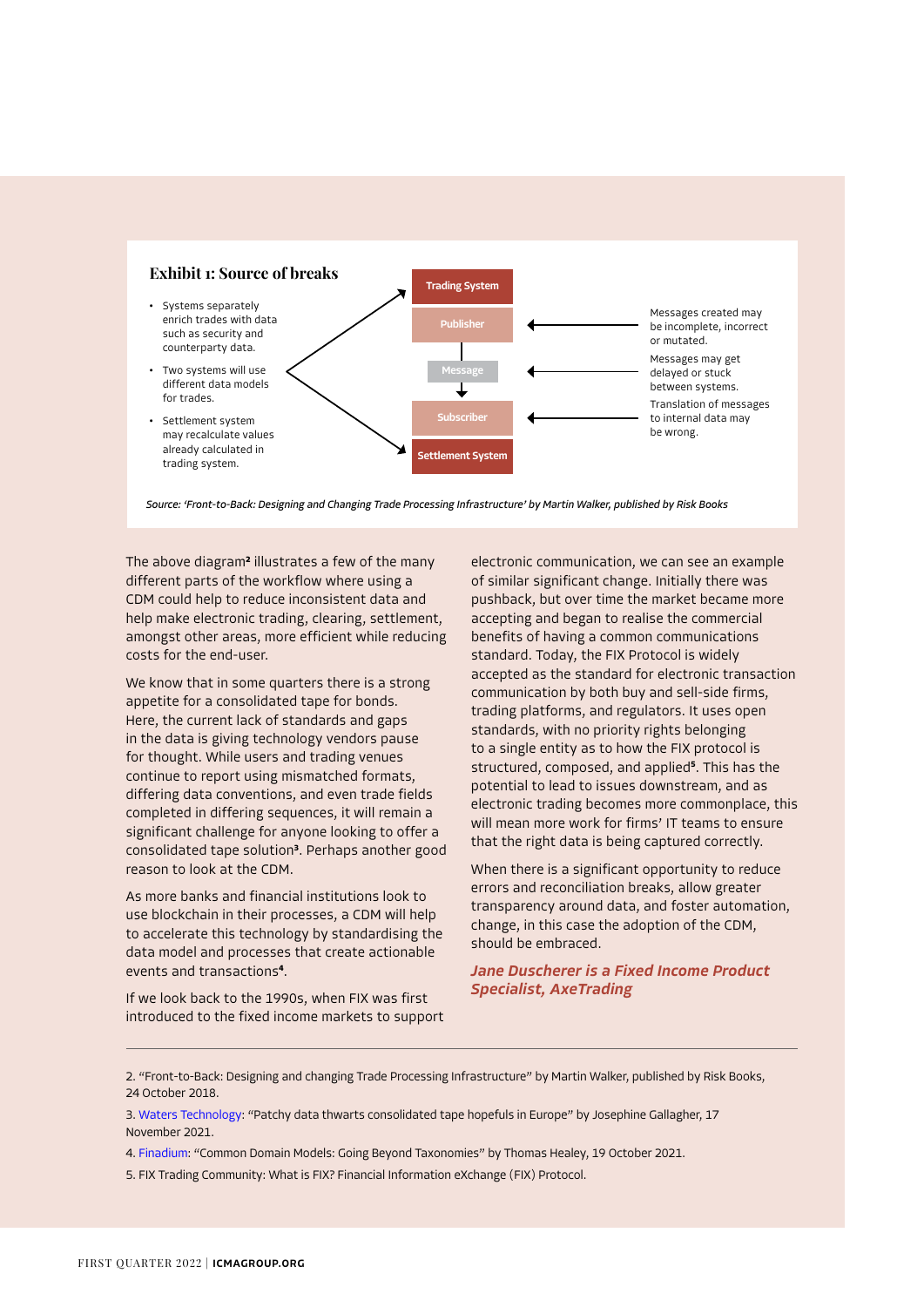### Exhibit 1: Source of breaks

- Systems separately enrich trades with data such as security and counterparty data.
- Two systems will use different data models for trades.
- Settlement system may recalculate values already calculated in trading system.

Trading System

Publisher

Message

Subscriber

Settlement System

Messages created may be incomplete, incorrect or mutated.

Messages may get delayed or stuck between systems.

Translation of messages to internal data may be wrong.

*Source: 'Front-to-Back: Designing and Changing Trade Processing Infrastructure' by Martin Walker, published by Risk Books*

The above diagram[2] illustrates a few of the many different parts of the workflow where using a CDM could help to reduce inconsistent data and help make electronic trading, clearing, settlement, amongst other areas, more efficient while reducing costs for the end-user.

We know that in some quarters there is a strong appetite for a consolidated tape for bonds. Here, the current lack of standards and gaps in the data is giving technology vendors pause for thought. While users and trading venues continue to report using mismatched formats, differing data conventions, and even trade fields completed in differing sequences, it will remain a significant challenge for anyone looking to offer a consolidated tape solution[3]. Perhaps another good reason to look at the CDM.

As more banks and financial institutions look to use blockchain in their processes, a CDM will help to accelerate this technology by standardising the data model and processes that create actionable events and transactions[4].

If we look back to the 1990s, when FIX was first introduced to the fixed income markets to support electronic communication, we can see an example of similar significant change. Initially there was pushback, but over time the market became more accepting and began to realise the commercial benefits of having a common communications standard. Today, the FIX Protocol is widely accepted as the standard for electronic transaction communication by both buy and sell-side firms, trading platforms, and regulators. It uses open standards, with no priority rights belonging to a single entity as to how the FIX protocol is structured, composed, and applied[5]. This has the potential to lead to issues downstream, and as electronic trading becomes more commonplace, this will mean more work for firms' IT teams to ensure that the right data is being captured correctly.

When there is a significant opportunity to reduce errors and reconciliation breaks, allow greater transparency around data, and foster automation, change, in this case the adoption of the CDM, should be embraced.

***Jane Duscherer is a Fixed Income Product Specialist, AxeTrading***

---

2. "Front-to-Back: Designing and changing Trade Processing Infrastructure" by Martin Walker, published by Risk Books, 24 October 2018.

3. Waters Technology: "Patchy data thwarts consolidated tape hopefuls in Europe" by Josephine Gallagher, 17 November 2021.

4. Finadium: "Common Domain Models: Going Beyond Taxonomies" by Thomas Healey, 19 October 2021.

5. FIX Trading Community: What is FIX? Financial Information eXchange (FIX) Protocol.